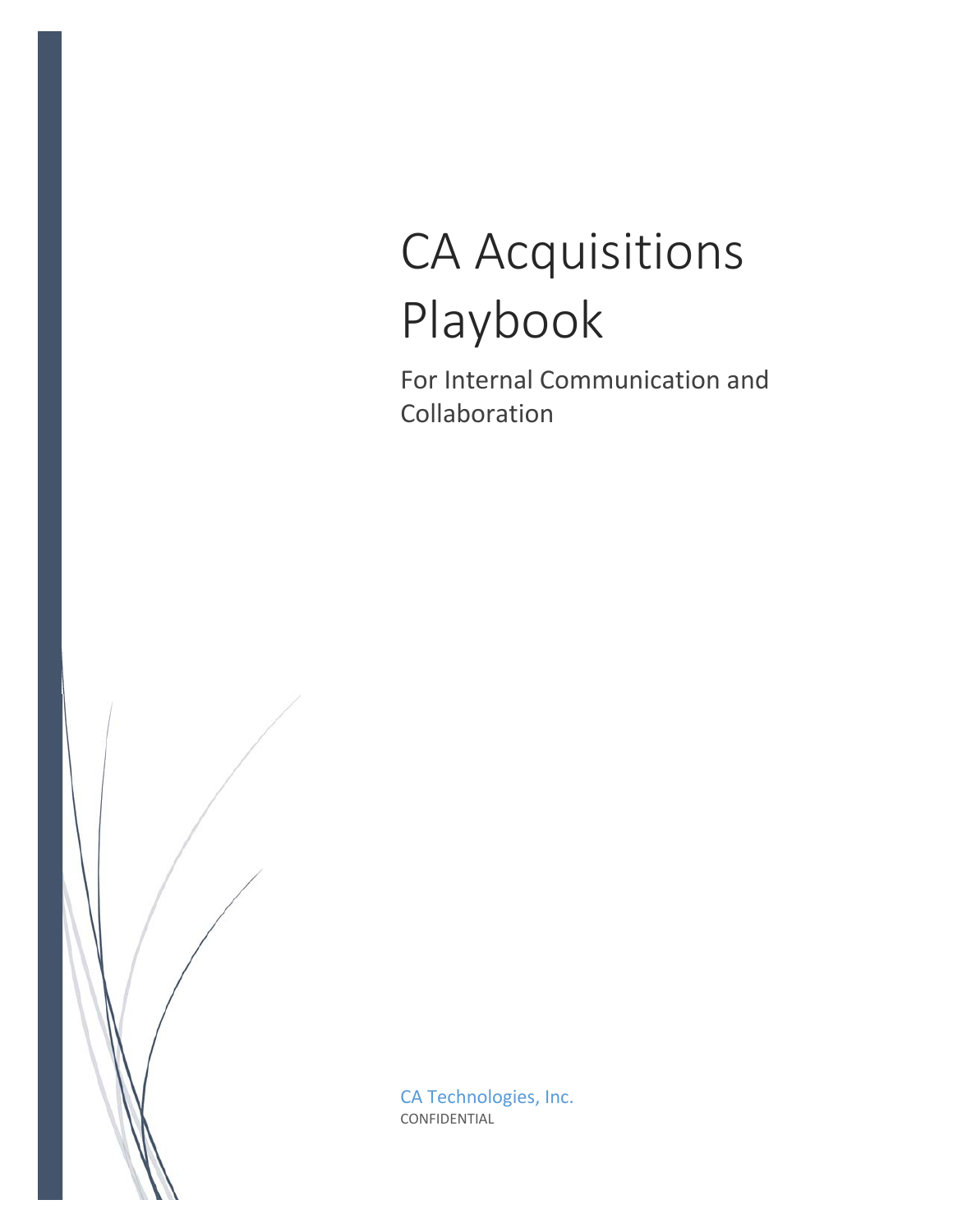# CA Acquisitions Playbook

## For Internal Communication and Collaboration

CA Technologies, Inc.

CONFIDENTIAL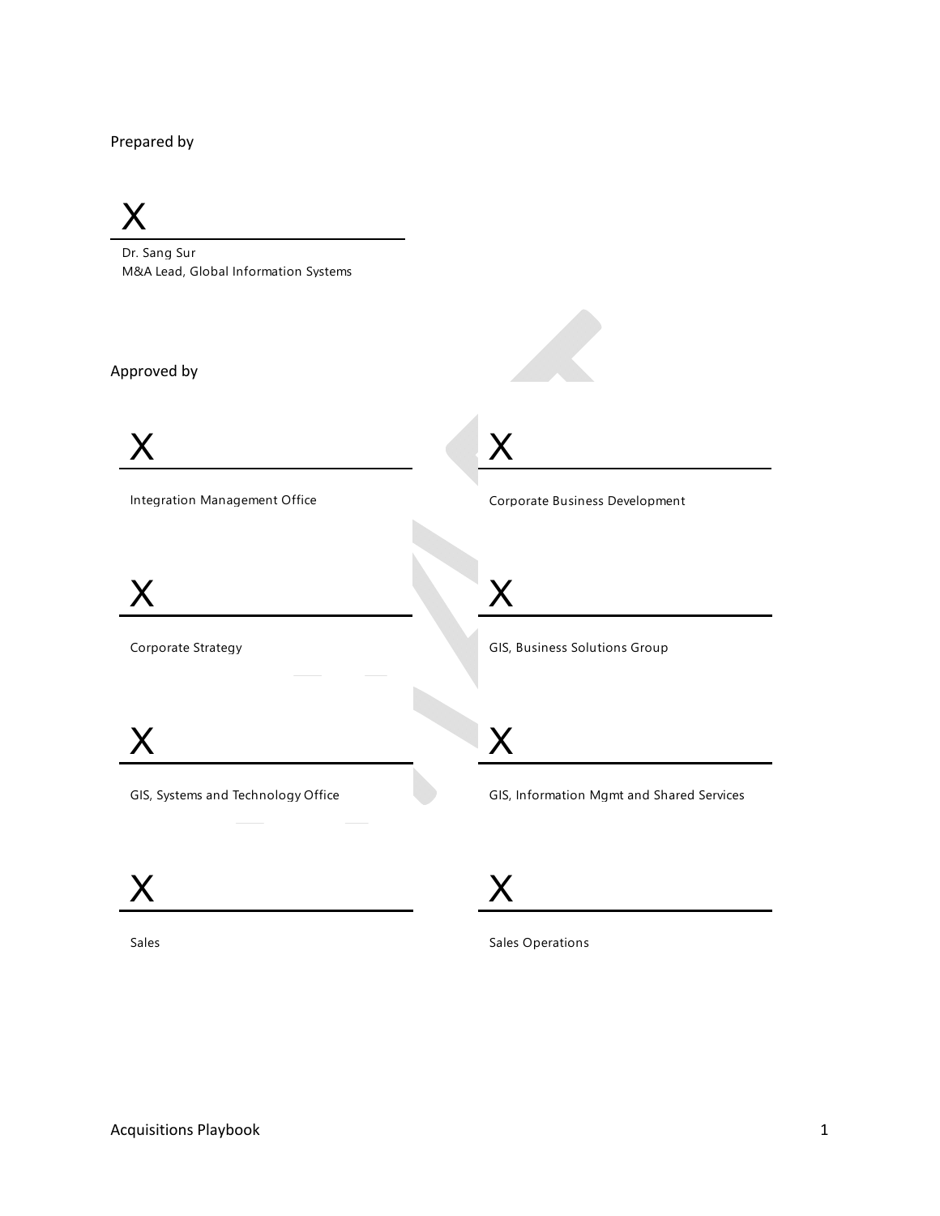Prepared by

X

Dr. Sang Sur
M&A Lead, Global Information Systems

Approved by

X

Integration Management Office

X

Corporate Business Development

X

Corporate Strategy

X

GIS, Business Solutions Group

X

GIS, Systems and Technology Office

X

GIS, Information Mgmt and Shared Services

X

Sales

X

Sales Operations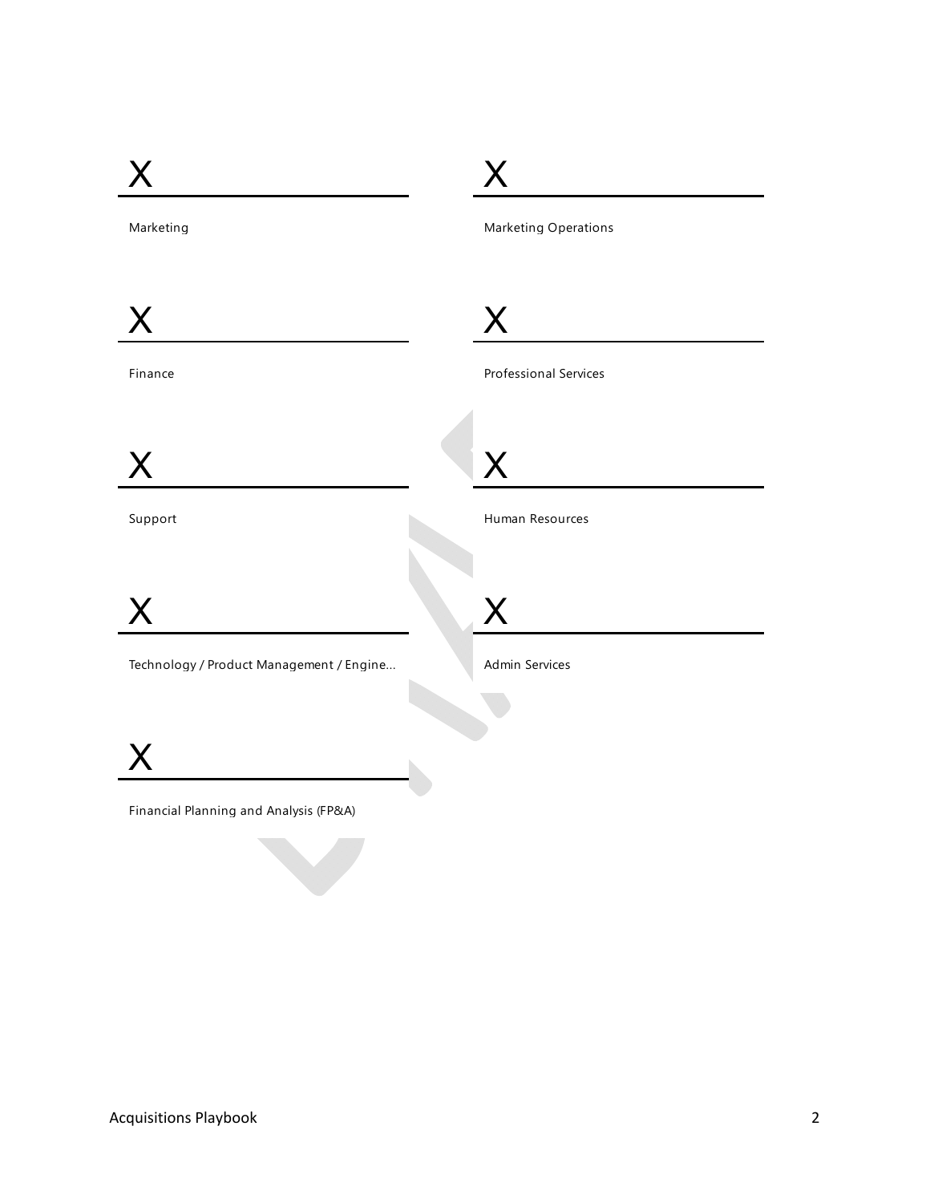X ______________________

Marketing

X ______________________

Marketing Operations

X ______________________

Finance

X ______________________

Professional Services

X ______________________

Support

X ______________________

Human Resources

X ______________________

Technology / Product Management / Engine...

X ______________________

Admin Services

X ______________________

Financial Planning and Analysis (FP&A)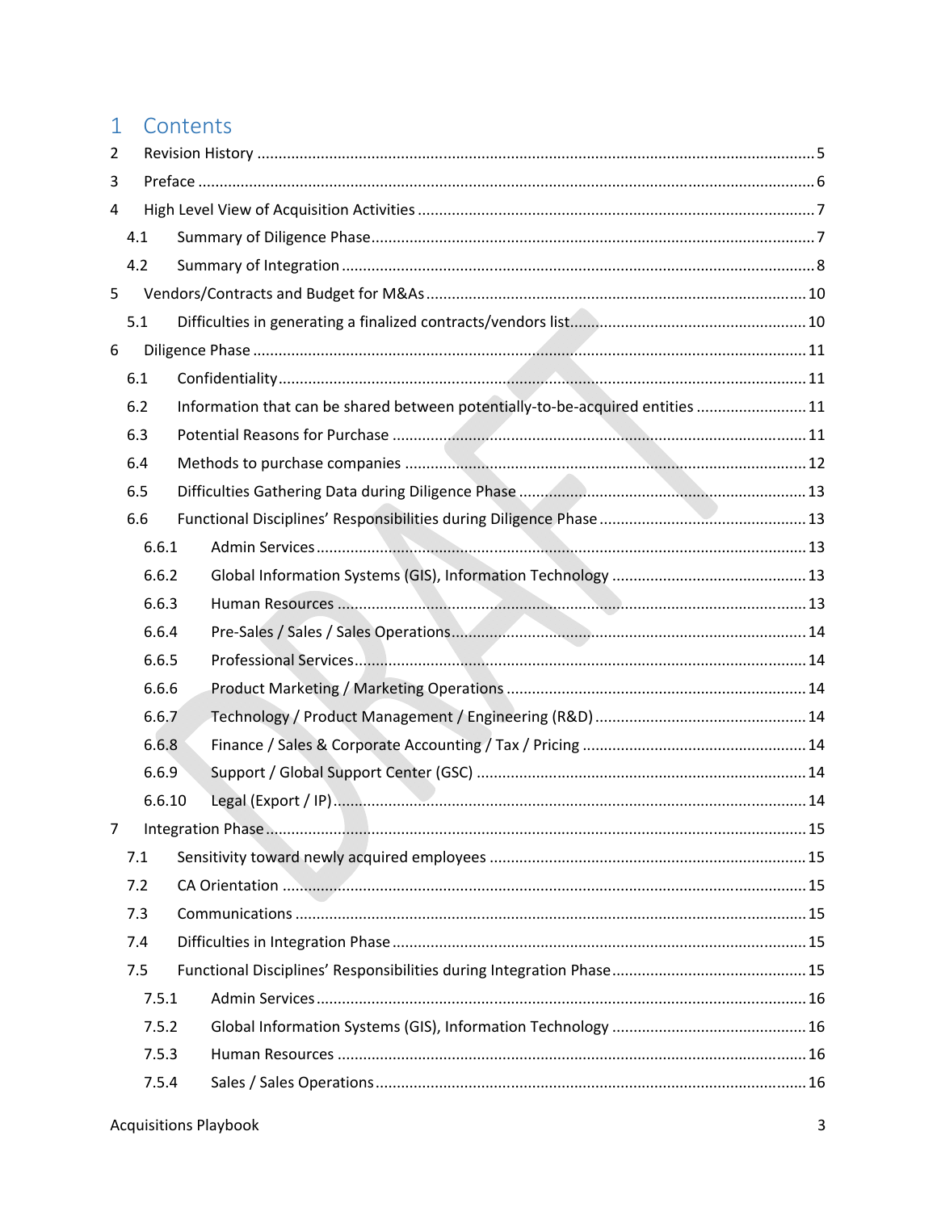# 1 Contents

- 2 Revision History ... 5
- 3 Preface ... 6
- 4 High Level View of Acquisition Activities ... 7
  - 4.1 Summary of Diligence Phase ... 7
  - 4.2 Summary of Integration ... 8
- 5 Vendors/Contracts and Budget for M&As ... 10
  - 5.1 Difficulties in generating a finalized contracts/vendors list ... 10
- 6 Diligence Phase ... 11
  - 6.1 Confidentiality ... 11
  - 6.2 Information that can be shared between potentially-to-be-acquired entities ... 11
  - 6.3 Potential Reasons for Purchase ... 11
  - 6.4 Methods to purchase companies ... 12
  - 6.5 Difficulties Gathering Data during Diligence Phase ... 13
  - 6.6 Functional Disciplines' Responsibilities during Diligence Phase ... 13
    - 6.6.1 Admin Services ... 13
    - 6.6.2 Global Information Systems (GIS), Information Technology ... 13
    - 6.6.3 Human Resources ... 13
    - 6.6.4 Pre-Sales / Sales / Sales Operations ... 14
    - 6.6.5 Professional Services ... 14
    - 6.6.6 Product Marketing / Marketing Operations ... 14
    - 6.6.7 Technology / Product Management / Engineering (R&D) ... 14
    - 6.6.8 Finance / Sales & Corporate Accounting / Tax / Pricing ... 14
    - 6.6.9 Support / Global Support Center (GSC) ... 14
    - 6.6.10 Legal (Export / IP) ... 14
- 7 Integration Phase ... 15
  - 7.1 Sensitivity toward newly acquired employees ... 15
  - 7.2 CA Orientation ... 15
  - 7.3 Communications ... 15
  - 7.4 Difficulties in Integration Phase ... 15
  - 7.5 Functional Disciplines' Responsibilities during Integration Phase ... 15
    - 7.5.1 Admin Services ... 16
    - 7.5.2 Global Information Systems (GIS), Information Technology ... 16
    - 7.5.3 Human Resources ... 16
    - 7.5.4 Sales / Sales Operations ... 16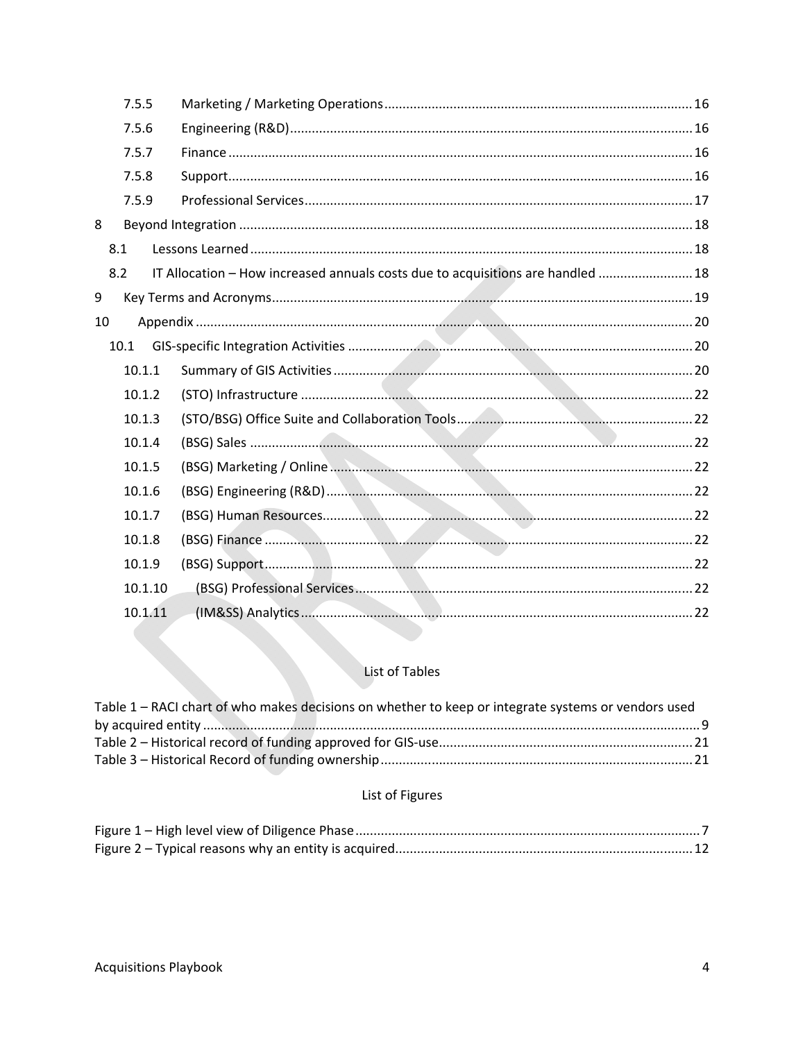7.5.5 Marketing / Marketing Operations .... 16
7.5.6 Engineering (R&D) .... 16
7.5.7 Finance .... 16
7.5.8 Support .... 16
7.5.9 Professional Services .... 17
8 Beyond Integration .... 18
8.1 Lessons Learned .... 18
8.2 IT Allocation – How increased annuals costs due to acquisitions are handled .... 18
9 Key Terms and Acronyms .... 19
10 Appendix .... 20
10.1 GIS-specific Integration Activities .... 20
10.1.1 Summary of GIS Activities .... 20
10.1.2 (STO) Infrastructure .... 22
10.1.3 (STO/BSG) Office Suite and Collaboration Tools .... 22
10.1.4 (BSG) Sales .... 22
10.1.5 (BSG) Marketing / Online .... 22
10.1.6 (BSG) Engineering (R&D) .... 22
10.1.7 (BSG) Human Resources .... 22
10.1.8 (BSG) Finance .... 22
10.1.9 (BSG) Support .... 22
10.1.10 (BSG) Professional Services .... 22
10.1.11 (IM&SS) Analytics .... 22

List of Tables

Table 1 – RACI chart of who makes decisions on whether to keep or integrate systems or vendors used by acquired entity .... 9
Table 2 – Historical record of funding approved for GIS-use .... 21
Table 3 – Historical Record of funding ownership .... 21

List of Figures

Figure 1 – High level view of Diligence Phase .... 7
Figure 2 – Typical reasons why an entity is acquired .... 12